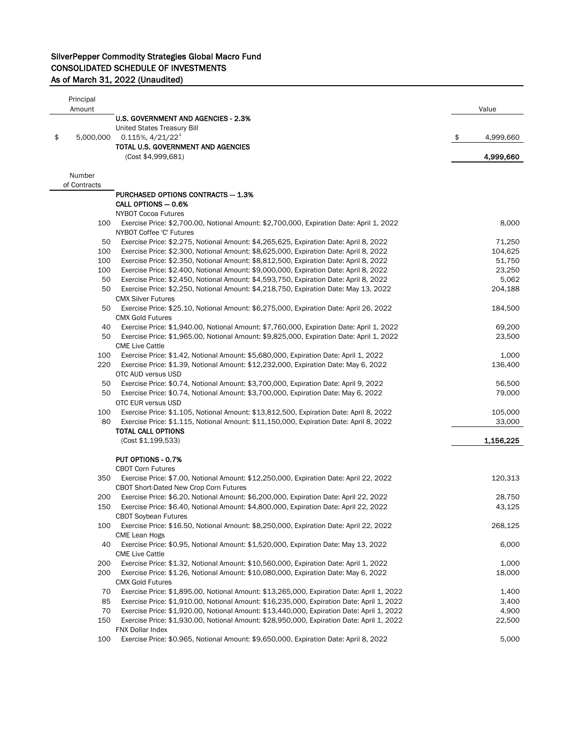# SilverPepper Commodity Strategies Global Macro Fund
## CONSOLIDATED SCHEDULE OF INVESTMENTS
### As of March 31, 2022 (Unaudited)

| Principal Amount | | Value |
|---|---|---|
| | **U.S. GOVERNMENT AND AGENCIES - 2.3%** | |
| | United States Treasury Bill | |
| $ 5,000,000 | 0.115%, 4/21/22[1] | $ 4,999,660 |
| | **TOTAL U.S. GOVERNMENT AND AGENCIES** | |
| | (Cost $4,999,681) | **4,999,660** |

| Number of Contracts | | Value |
|---|---|---|
| | **PURCHASED OPTIONS CONTRACTS — 1.3%** | |
| | **CALL OPTIONS — 0.6%** | |
| | NYBOT Cocoa Futures | |
| 100 | Exercise Price: $2,700.00, Notional Amount: $2,700,000, Expiration Date: April 1, 2022 | 8,000 |
| | NYBOT Coffee 'C' Futures | |
| 50 | Exercise Price: $2.275, Notional Amount: $4,265,625, Expiration Date: April 8, 2022 | 71,250 |
| 100 | Exercise Price: $2.300, Notional Amount: $8,625,000, Expiration Date: April 8, 2022 | 104,625 |
| 100 | Exercise Price: $2.350, Notional Amount: $8,812,500, Expiration Date: April 8, 2022 | 51,750 |
| 100 | Exercise Price: $2.400, Notional Amount: $9,000,000, Expiration Date: April 8, 2022 | 23,250 |
| 50 | Exercise Price: $2.450, Notional Amount: $4,593,750, Expiration Date: April 8, 2022 | 5,062 |
| 50 | Exercise Price: $2.250, Notional Amount: $4,218,750, Expiration Date: May 13, 2022 | 204,188 |
| | CMX Silver Futures | |
| 50 | Exercise Price: $25.10, Notional Amount: $6,275,000, Expiration Date: April 26, 2022 | 184,500 |
| | CMX Gold Futures | |
| 40 | Exercise Price: $1,940.00, Notional Amount: $7,760,000, Expiration Date: April 1, 2022 | 69,200 |
| 50 | Exercise Price: $1,965.00, Notional Amount: $9,825,000, Expiration Date: April 1, 2022 | 23,500 |
| | CME Live Cattle | |
| 100 | Exercise Price: $1.42, Notional Amount: $5,680,000, Expiration Date: April 1, 2022 | 1,000 |
| 220 | Exercise Price: $1.39, Notional Amount: $12,232,000, Expiration Date: May 6, 2022 | 136,400 |
| | OTC AUD versus USD | |
| 50 | Exercise Price: $0.74, Notional Amount: $3,700,000, Expiration Date: April 9, 2022 | 56,500 |
| 50 | Exercise Price: $0.74, Notional Amount: $3,700,000, Expiration Date: May 6, 2022 | 79,000 |
| | OTC EUR versus USD | |
| 100 | Exercise Price: $1.105, Notional Amount: $13,812,500, Expiration Date: April 8, 2022 | 105,000 |
| 80 | Exercise Price: $1.115, Notional Amount: $11,150,000, Expiration Date: April 8, 2022 | 33,000 |
| | **TOTAL CALL OPTIONS** | |
| | (Cost $1,199,533) | **1,156,225** |
| | | |
| | **PUT OPTIONS - 0.7%** | |
| | CBOT Corn Futures | |
| 350 | Exercise Price: $7.00, Notional Amount: $12,250,000, Expiration Date: April 22, 2022 | 120,313 |
| | CBOT Short-Dated New Crop Corn Futures | |
| 200 | Exercise Price: $6.20, Notional Amount: $6,200,000, Expiration Date: April 22, 2022 | 28,750 |
| 150 | Exercise Price: $6.40, Notional Amount: $4,800,000, Expiration Date: April 22, 2022 | 43,125 |
| | CBOT Soybean Futures | |
| 100 | Exercise Price: $16.50, Notional Amount: $8,250,000, Expiration Date: April 22, 2022 | 268,125 |
| | CME Lean Hogs | |
| 40 | Exercise Price: $0.95, Notional Amount: $1,520,000, Expiration Date: May 13, 2022 | 6,000 |
| | CME Live Cattle | |
| 200 | Exercise Price: $1.32, Notional Amount: $10,560,000, Expiration Date: April 1, 2022 | 1,000 |
| 200 | Exercise Price: $1.26, Notional Amount: $10,080,000, Expiration Date: May 6, 2022 | 18,000 |
| | CMX Gold Futures | |
| 70 | Exercise Price: $1,895.00, Notional Amount: $13,265,000, Expiration Date: April 1, 2022 | 1,400 |
| 85 | Exercise Price: $1,910.00, Notional Amount: $16,235,000, Expiration Date: April 1, 2022 | 3,400 |
| 70 | Exercise Price: $1,920.00, Notional Amount: $13,440,000, Expiration Date: April 1, 2022 | 4,900 |
| 150 | Exercise Price: $1,930.00, Notional Amount: $28,950,000, Expiration Date: April 1, 2022 | 22,500 |
| | FNX Dollar Index | |
| 100 | Exercise Price: $0.965, Notional Amount: $9,650,000, Expiration Date: April 8, 2022 | 5,000 |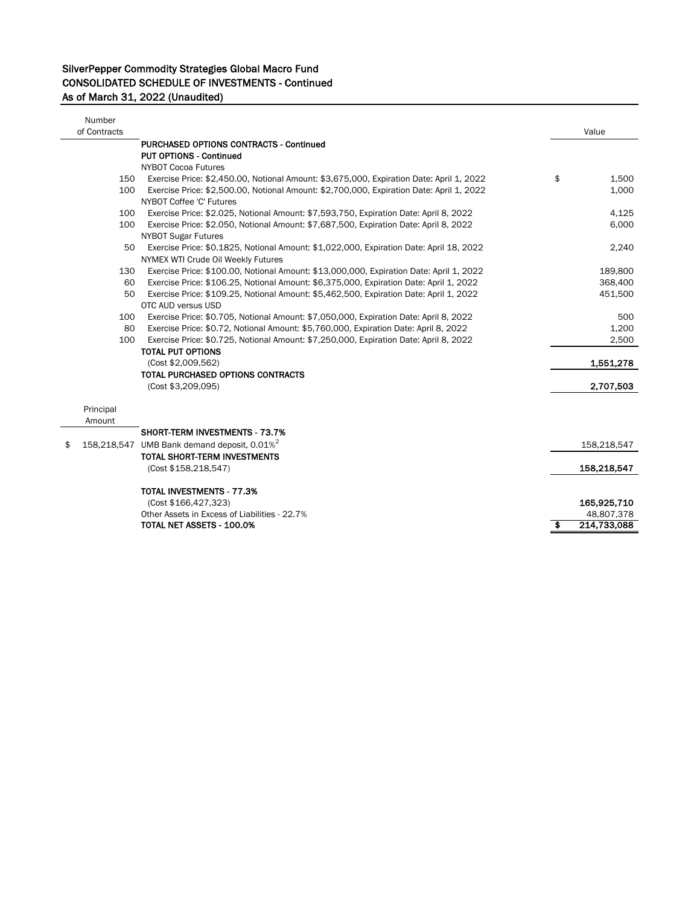## SilverPepper Commodity Strategies Global Macro Fund
## CONSOLIDATED SCHEDULE OF INVESTMENTS - Continued
## As of March 31, 2022 (Unaudited)

| Number of Contracts | | Value |
|---|---|---|
| | **PURCHASED OPTIONS CONTRACTS - Continued** | |
| | **PUT OPTIONS - Continued** | |
| | NYBOT Cocoa Futures | |
| 150 | Exercise Price: $2,450.00, Notional Amount: $3,675,000, Expiration Date: April 1, 2022 | $ 1,500 |
| 100 | Exercise Price: $2,500.00, Notional Amount: $2,700,000, Expiration Date: April 1, 2022 | 1,000 |
| | NYBOT Coffee 'C' Futures | |
| 100 | Exercise Price: $2.025, Notional Amount: $7,593,750, Expiration Date: April 8, 2022 | 4,125 |
| 100 | Exercise Price: $2.050, Notional Amount: $7,687,500, Expiration Date: April 8, 2022 | 6,000 |
| | NYBOT Sugar Futures | |
| 50 | Exercise Price: $0.1825, Notional Amount: $1,022,000, Expiration Date: April 18, 2022 | 2,240 |
| | NYMEX WTI Crude Oil Weekly Futures | |
| 130 | Exercise Price: $100.00, Notional Amount: $13,000,000, Expiration Date: April 1, 2022 | 189,800 |
| 60 | Exercise Price: $106.25, Notional Amount: $6,375,000, Expiration Date: April 1, 2022 | 368,400 |
| 50 | Exercise Price: $109.25, Notional Amount: $5,462,500, Expiration Date: April 1, 2022 | 451,500 |
| | OTC AUD versus USD | |
| 100 | Exercise Price: $0.705, Notional Amount: $7,050,000, Expiration Date: April 8, 2022 | 500 |
| 80 | Exercise Price: $0.72, Notional Amount: $5,760,000, Expiration Date: April 8, 2022 | 1,200 |
| 100 | Exercise Price: $0.725, Notional Amount: $7,250,000, Expiration Date: April 8, 2022 | 2,500 |
| | **TOTAL PUT OPTIONS** | |
| | (Cost $2,009,562) | **1,551,278** |
| | **TOTAL PURCHASED OPTIONS CONTRACTS** | |
| | (Cost $3,209,095) | **2,707,503** |
| **Principal Amount** | | |
| | **SHORT-TERM INVESTMENTS - 73.7%** | |
| $ 158,218,547 | UMB Bank demand deposit, 0.01%[2] | 158,218,547 |
| | **TOTAL SHORT-TERM INVESTMENTS** | |
| | (Cost $158,218,547) | **158,218,547** |
| | **TOTAL INVESTMENTS - 77.3%** | |
| | (Cost $166,427,323) | **165,925,710** |
| | Other Assets in Excess of Liabilities - 22.7% | 48,807,378 |
| | **TOTAL NET ASSETS - 100.0%** | **$ 214,733,088** |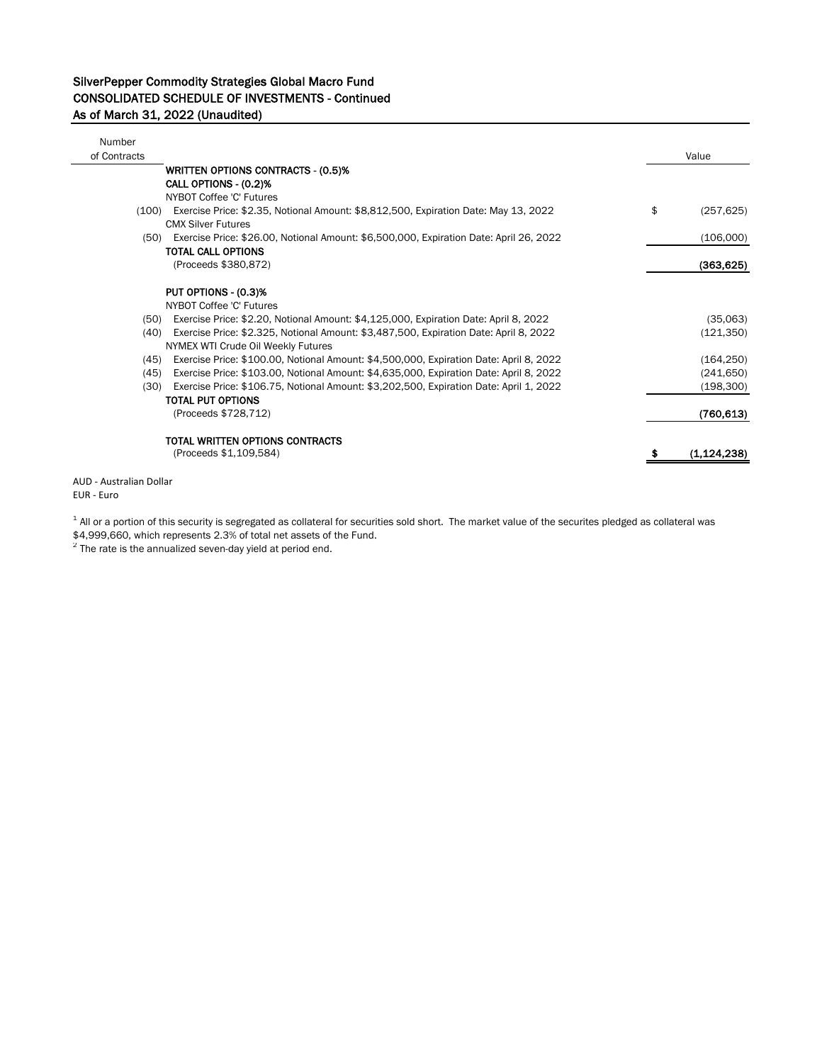## SilverPepper Commodity Strategies Global Macro Fund
## CONSOLIDATED SCHEDULE OF INVESTMENTS - Continued
## As of March 31, 2022 (Unaudited)

| Number of Contracts | | Value |
|---|---|---|
| | **WRITTEN OPTIONS CONTRACTS - (0.5)%** | |
| | **CALL OPTIONS - (0.2)%** | |
| | NYBOT Coffee 'C' Futures | |
| (100) | Exercise Price: $2.35, Notional Amount: $8,812,500, Expiration Date: May 13, 2022 | $ (257,625) |
| | CMX Silver Futures | |
| (50) | Exercise Price: $26.00, Notional Amount: $6,500,000, Expiration Date: April 26, 2022 | (106,000) |
| | **TOTAL CALL OPTIONS** | |
| | (Proceeds $380,872) | **(363,625)** |
| | **PUT OPTIONS - (0.3)%** | |
| | NYBOT Coffee 'C' Futures | |
| (50) | Exercise Price: $2.20, Notional Amount: $4,125,000, Expiration Date: April 8, 2022 | (35,063) |
| (40) | Exercise Price: $2.325, Notional Amount: $3,487,500, Expiration Date: April 8, 2022 | (121,350) |
| | NYMEX WTI Crude Oil Weekly Futures | |
| (45) | Exercise Price: $100.00, Notional Amount: $4,500,000, Expiration Date: April 8, 2022 | (164,250) |
| (45) | Exercise Price: $103.00, Notional Amount: $4,635,000, Expiration Date: April 8, 2022 | (241,650) |
| (30) | Exercise Price: $106.75, Notional Amount: $3,202,500, Expiration Date: April 1, 2022 | (198,300) |
| | **TOTAL PUT OPTIONS** | |
| | (Proceeds $728,712) | **(760,613)** |
| | **TOTAL WRITTEN OPTIONS CONTRACTS** | |
| | (Proceeds $1,109,584) | **$ (1,124,238)** |

AUD - Australian Dollar
EUR - Euro

[1] All or a portion of this security is segregated as collateral for securities sold short. The market value of the securites pledged as collateral was $4,999,660, which represents 2.3% of total net assets of the Fund.
[2] The rate is the annualized seven-day yield at period end.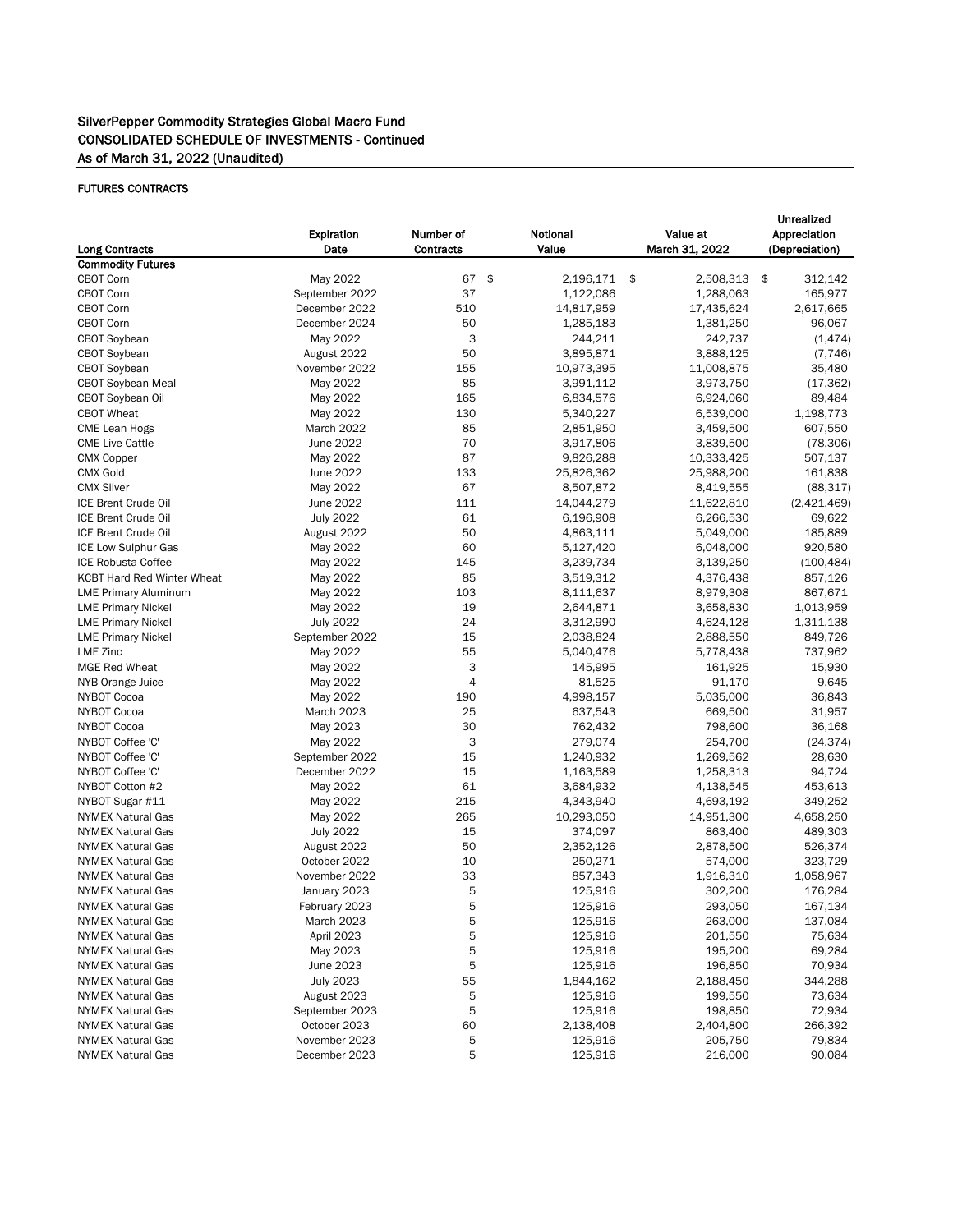## SilverPepper Commodity Strategies Global Macro Fund
## CONSOLIDATED SCHEDULE OF INVESTMENTS - Continued
## As of March 31, 2022 (Unaudited)

FUTURES CONTRACTS

| Long Contracts | Expiration Date | Number of Contracts | Notional Value | Value at March 31, 2022 | Unrealized Appreciation (Depreciation) |
|---|---|---|---|---|---|
| **Commodity Futures** | | | | | |
| CBOT Corn | May 2022 | 67 | $ 2,196,171 | $ 2,508,313 | $ 312,142 |
| CBOT Corn | September 2022 | 37 | 1,122,086 | 1,288,063 | 165,977 |
| CBOT Corn | December 2022 | 510 | 14,817,959 | 17,435,624 | 2,617,665 |
| CBOT Corn | December 2024 | 50 | 1,285,183 | 1,381,250 | 96,067 |
| CBOT Soybean | May 2022 | 3 | 244,211 | 242,737 | (1,474) |
| CBOT Soybean | August 2022 | 50 | 3,895,871 | 3,888,125 | (7,746) |
| CBOT Soybean | November 2022 | 155 | 10,973,395 | 11,008,875 | 35,480 |
| CBOT Soybean Meal | May 2022 | 85 | 3,991,112 | 3,973,750 | (17,362) |
| CBOT Soybean Oil | May 2022 | 165 | 6,834,576 | 6,924,060 | 89,484 |
| CBOT Wheat | May 2022 | 130 | 5,340,227 | 6,539,000 | 1,198,773 |
| CME Lean Hogs | March 2022 | 85 | 2,851,950 | 3,459,500 | 607,550 |
| CME Live Cattle | June 2022 | 70 | 3,917,806 | 3,839,500 | (78,306) |
| CMX Copper | May 2022 | 87 | 9,826,288 | 10,333,425 | 507,137 |
| CMX Gold | June 2022 | 133 | 25,826,362 | 25,988,200 | 161,838 |
| CMX Silver | May 2022 | 67 | 8,507,872 | 8,419,555 | (88,317) |
| ICE Brent Crude Oil | June 2022 | 111 | 14,044,279 | 11,622,810 | (2,421,469) |
| ICE Brent Crude Oil | July 2022 | 61 | 6,196,908 | 6,266,530 | 69,622 |
| ICE Brent Crude Oil | August 2022 | 50 | 4,863,111 | 5,049,000 | 185,889 |
| ICE Low Sulphur Gas | May 2022 | 60 | 5,127,420 | 6,048,000 | 920,580 |
| ICE Robusta Coffee | May 2022 | 145 | 3,239,734 | 3,139,250 | (100,484) |
| KCBT Hard Red Winter Wheat | May 2022 | 85 | 3,519,312 | 4,376,438 | 857,126 |
| LME Primary Aluminum | May 2022 | 103 | 8,111,637 | 8,979,308 | 867,671 |
| LME Primary Nickel | May 2022 | 19 | 2,644,871 | 3,658,830 | 1,013,959 |
| LME Primary Nickel | July 2022 | 24 | 3,312,990 | 4,624,128 | 1,311,138 |
| LME Primary Nickel | September 2022 | 15 | 2,038,824 | 2,888,550 | 849,726 |
| LME Zinc | May 2022 | 55 | 5,040,476 | 5,778,438 | 737,962 |
| MGE Red Wheat | May 2022 | 3 | 145,995 | 161,925 | 15,930 |
| NYB Orange Juice | May 2022 | 4 | 81,525 | 91,170 | 9,645 |
| NYBOT Cocoa | May 2022 | 190 | 4,998,157 | 5,035,000 | 36,843 |
| NYBOT Cocoa | March 2023 | 25 | 637,543 | 669,500 | 31,957 |
| NYBOT Cocoa | May 2023 | 30 | 762,432 | 798,600 | 36,168 |
| NYBOT Coffee 'C' | May 2022 | 3 | 279,074 | 254,700 | (24,374) |
| NYBOT Coffee 'C' | September 2022 | 15 | 1,240,932 | 1,269,562 | 28,630 |
| NYBOT Coffee 'C' | December 2022 | 15 | 1,163,589 | 1,258,313 | 94,724 |
| NYBOT Cotton #2 | May 2022 | 61 | 3,684,932 | 4,138,545 | 453,613 |
| NYBOT Sugar #11 | May 2022 | 215 | 4,343,940 | 4,693,192 | 349,252 |
| NYMEX Natural Gas | May 2022 | 265 | 10,293,050 | 14,951,300 | 4,658,250 |
| NYMEX Natural Gas | July 2022 | 15 | 374,097 | 863,400 | 489,303 |
| NYMEX Natural Gas | August 2022 | 50 | 2,352,126 | 2,878,500 | 526,374 |
| NYMEX Natural Gas | October 2022 | 10 | 250,271 | 574,000 | 323,729 |
| NYMEX Natural Gas | November 2022 | 33 | 857,343 | 1,916,310 | 1,058,967 |
| NYMEX Natural Gas | January 2023 | 5 | 125,916 | 302,200 | 176,284 |
| NYMEX Natural Gas | February 2023 | 5 | 125,916 | 293,050 | 167,134 |
| NYMEX Natural Gas | March 2023 | 5 | 125,916 | 263,000 | 137,084 |
| NYMEX Natural Gas | April 2023 | 5 | 125,916 | 201,550 | 75,634 |
| NYMEX Natural Gas | May 2023 | 5 | 125,916 | 195,200 | 69,284 |
| NYMEX Natural Gas | June 2023 | 5 | 125,916 | 196,850 | 70,934 |
| NYMEX Natural Gas | July 2023 | 55 | 1,844,162 | 2,188,450 | 344,288 |
| NYMEX Natural Gas | August 2023 | 5 | 125,916 | 199,550 | 73,634 |
| NYMEX Natural Gas | September 2023 | 5 | 125,916 | 198,850 | 72,934 |
| NYMEX Natural Gas | October 2023 | 60 | 2,138,408 | 2,404,800 | 266,392 |
| NYMEX Natural Gas | November 2023 | 5 | 125,916 | 205,750 | 79,834 |
| NYMEX Natural Gas | December 2023 | 5 | 125,916 | 216,000 | 90,084 |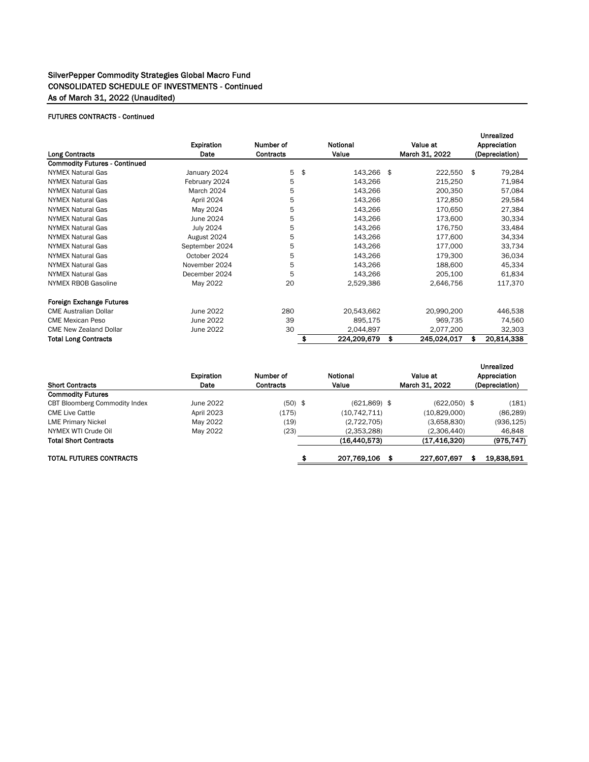SilverPepper Commodity Strategies Global Macro Fund
CONSOLIDATED SCHEDULE OF INVESTMENTS - Continued
As of March 31, 2022 (Unaudited)

FUTURES CONTRACTS - Continued

| Long Contracts | Expiration Date | Number of Contracts | Notional Value | Value at March 31, 2022 | Unrealized Appreciation (Depreciation) |
|---|---|---|---|---|---|
| **Commodity Futures - Continued** | | | | | |
| NYMEX Natural Gas | January 2024 | 5 | $ 143,266 | $ 222,550 | $ 79,284 |
| NYMEX Natural Gas | February 2024 | 5 | 143,266 | 215,250 | 71,984 |
| NYMEX Natural Gas | March 2024 | 5 | 143,266 | 200,350 | 57,084 |
| NYMEX Natural Gas | April 2024 | 5 | 143,266 | 172,850 | 29,584 |
| NYMEX Natural Gas | May 2024 | 5 | 143,266 | 170,650 | 27,384 |
| NYMEX Natural Gas | June 2024 | 5 | 143,266 | 173,600 | 30,334 |
| NYMEX Natural Gas | July 2024 | 5 | 143,266 | 176,750 | 33,484 |
| NYMEX Natural Gas | August 2024 | 5 | 143,266 | 177,600 | 34,334 |
| NYMEX Natural Gas | September 2024 | 5 | 143,266 | 177,000 | 33,734 |
| NYMEX Natural Gas | October 2024 | 5 | 143,266 | 179,300 | 36,034 |
| NYMEX Natural Gas | November 2024 | 5 | 143,266 | 188,600 | 45,334 |
| NYMEX Natural Gas | December 2024 | 5 | 143,266 | 205,100 | 61,834 |
| NYMEX RBOB Gasoline | May 2022 | 20 | 2,529,386 | 2,646,756 | 117,370 |
| **Foreign Exchange Futures** | | | | | |
| CME Australian Dollar | June 2022 | 280 | 20,543,662 | 20,990,200 | 446,538 |
| CME Mexican Peso | June 2022 | 39 | 895,175 | 969,735 | 74,560 |
| CME New Zealand Dollar | June 2022 | 30 | 2,044,897 | 2,077,200 | 32,303 |
| **Total Long Contracts** | | | **$ 224,209,679** | **$ 245,024,017** | **$ 20,814,338** |

| Short Contracts | Expiration Date | Number of Contracts | Notional Value | Value at March 31, 2022 | Unrealized Appreciation (Depreciation) |
|---|---|---|---|---|---|
| **Commodity Futures** | | | | | |
| CBT Bloomberg Commodity Index | June 2022 | (50) | $ (621,869) | $ (622,050) | $ (181) |
| CME Live Cattle | April 2023 | (175) | (10,742,711) | (10,829,000) | (86,289) |
| LME Primary Nickel | May 2022 | (19) | (2,722,705) | (3,658,830) | (936,125) |
| NYMEX WTI Crude Oil | May 2022 | (23) | (2,353,288) | (2,306,440) | 46,848 |
| **Total Short Contracts** | | | **(16,440,573)** | **(17,416,320)** | **(975,747)** |
| | | | | | |
| **TOTAL FUTURES CONTRACTS** | | | **$ 207,769,106** | **$ 227,607,697** | **$ 19,838,591** |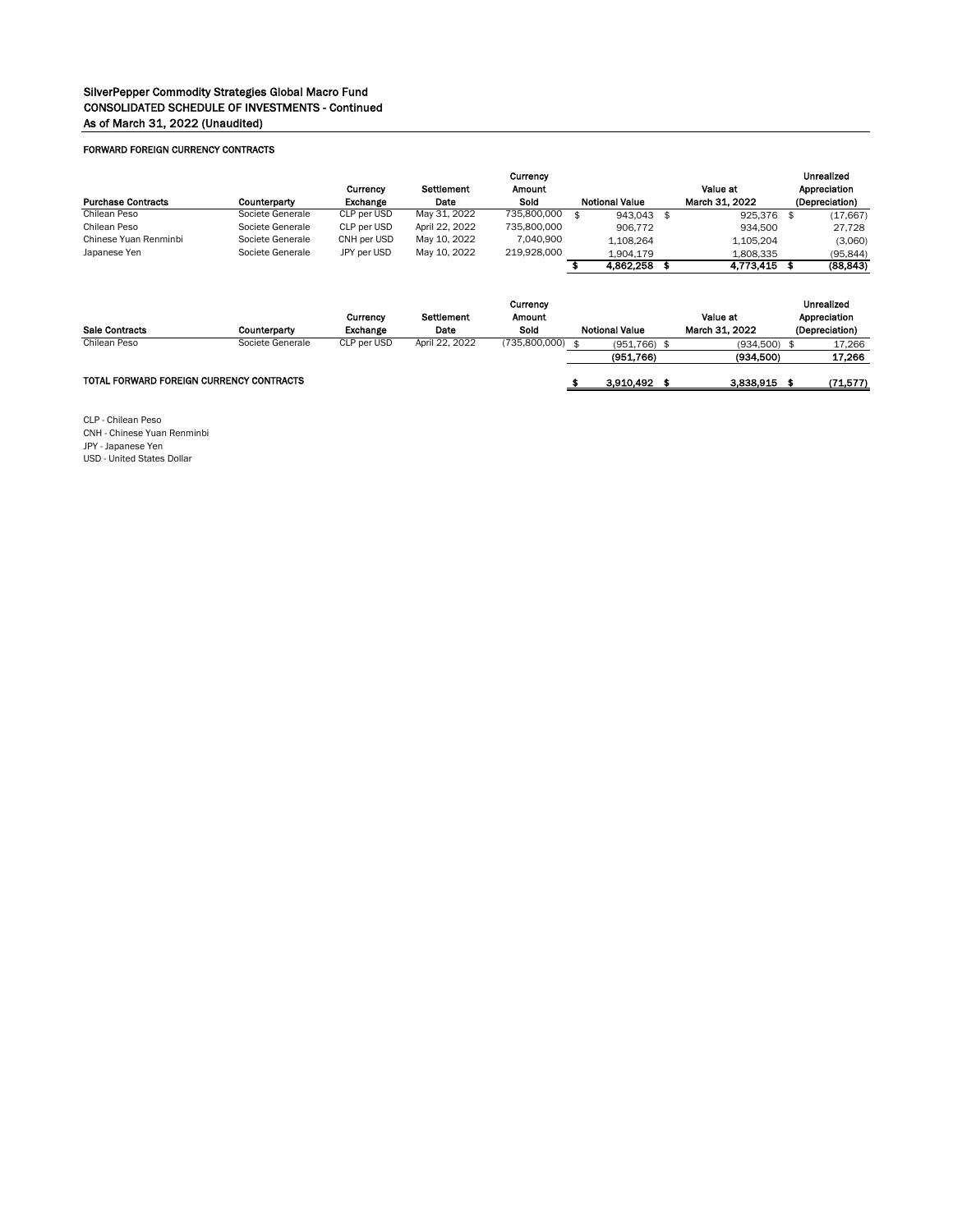SilverPepper Commodity Strategies Global Macro Fund
CONSOLIDATED SCHEDULE OF INVESTMENTS - Continued
As of March 31, 2022 (Unaudited)

FORWARD FOREIGN CURRENCY CONTRACTS

| Purchase Contracts | Counterparty | Currency Exchange | Settlement Date | Currency Amount Sold | Notional Value | Value at March 31, 2022 | Unrealized Appreciation (Depreciation) |
|---|---|---|---|---|---|---|---|
| Chilean Peso | Societe Generale | CLP per USD | May 31, 2022 | 735,800,000 | $ 943,043 | $ 925,376 | $ (17,667) |
| Chilean Peso | Societe Generale | CLP per USD | April 22, 2022 | 735,800,000 | 906,772 | 934,500 | 27,728 |
| Chinese Yuan Renminbi | Societe Generale | CNH per USD | May 10, 2022 | 7,040,900 | 1,108,264 | 1,105,204 | (3,060) |
| Japanese Yen | Societe Generale | JPY per USD | May 10, 2022 | 219,928,000 | 1,904,179 | 1,808,335 | (95,844) |
| | | | | | **$ 4,862,258** | **$ 4,773,415** | **$ (88,843)** |

| Sale Contracts | Counterparty | Currency Exchange | Settlement Date | Currency Amount Sold | Notional Value | Value at March 31, 2022 | Unrealized Appreciation (Depreciation) |
|---|---|---|---|---|---|---|---|
| Chilean Peso | Societe Generale | CLP per USD | April 22, 2022 | (735,800,000) | $ (951,766) | $ (934,500) | $ 17,266 |
| | | | | | **(951,766)** | **(934,500)** | **17,266** |
| **TOTAL FORWARD FOREIGN CURRENCY CONTRACTS** | | | | | **$ 3,910,492** | **$ 3,838,915** | **$ (71,577)** |

CLP - Chilean Peso
CNH - Chinese Yuan Renminbi
JPY - Japanese Yen
USD - United States Dollar